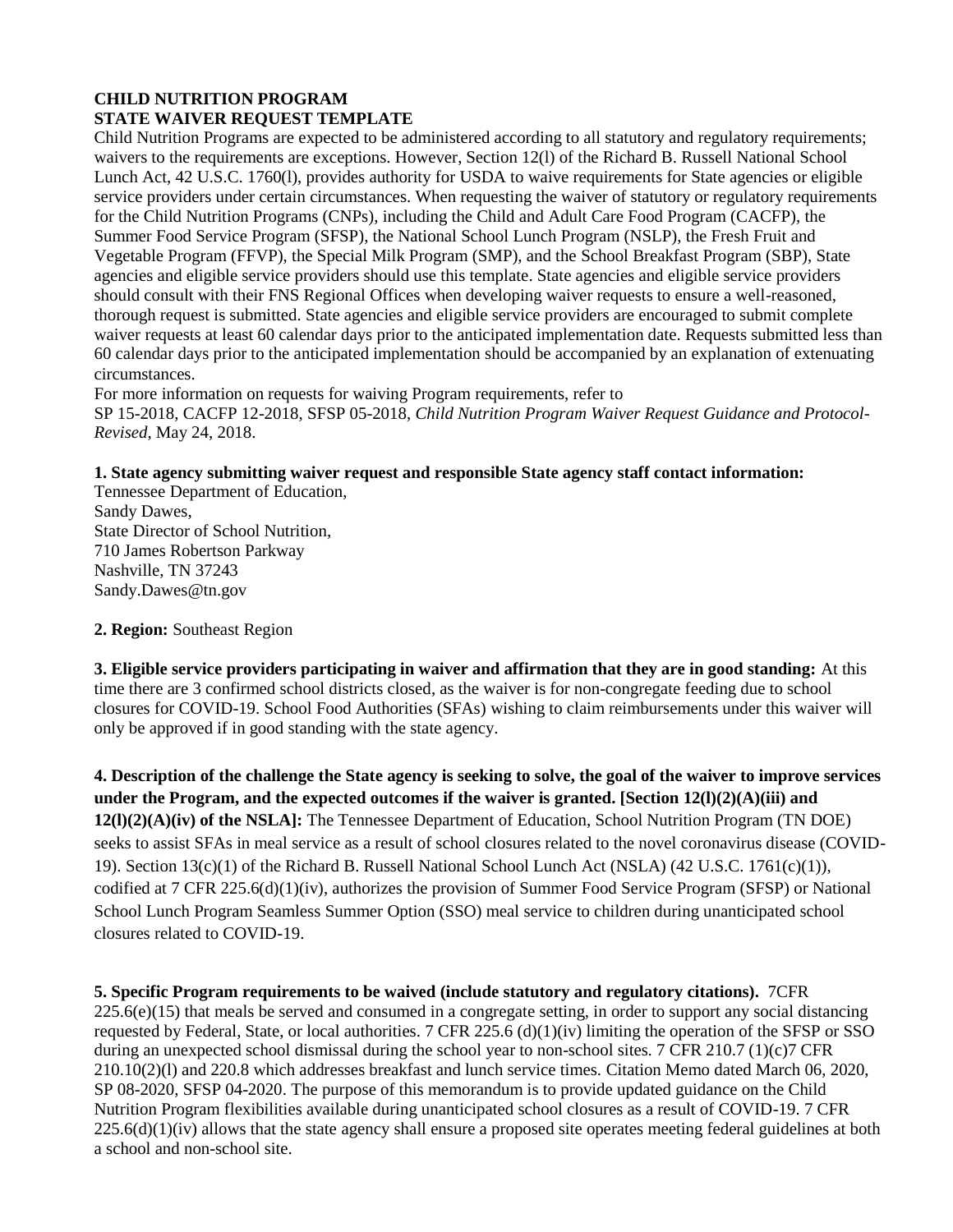**CHILD NUTRITION PROGRAM**
**STATE WAIVER REQUEST TEMPLATE**

Child Nutrition Programs are expected to be administered according to all statutory and regulatory requirements; waivers to the requirements are exceptions. However, Section 12(l) of the Richard B. Russell National School Lunch Act, 42 U.S.C. 1760(l), provides authority for USDA to waive requirements for State agencies or eligible service providers under certain circumstances. When requesting the waiver of statutory or regulatory requirements for the Child Nutrition Programs (CNPs), including the Child and Adult Care Food Program (CACFP), the Summer Food Service Program (SFSP), the National School Lunch Program (NSLP), the Fresh Fruit and Vegetable Program (FFVP), the Special Milk Program (SMP), and the School Breakfast Program (SBP), State agencies and eligible service providers should use this template. State agencies and eligible service providers should consult with their FNS Regional Offices when developing waiver requests to ensure a well-reasoned, thorough request is submitted. State agencies and eligible service providers are encouraged to submit complete waiver requests at least 60 calendar days prior to the anticipated implementation date. Requests submitted less than 60 calendar days prior to the anticipated implementation should be accompanied by an explanation of extenuating circumstances.

For more information on requests for waiving Program requirements, refer to SP 15-2018, CACFP 12-2018, SFSP 05-2018, *Child Nutrition Program Waiver Request Guidance and Protocol-Revised*, May 24, 2018.

**1. State agency submitting waiver request and responsible State agency staff contact information:**

Tennessee Department of Education,
Sandy Dawes,
State Director of School Nutrition,
710 James Robertson Parkway
Nashville, TN 37243
Sandy.Dawes@tn.gov

**2. Region:** Southeast Region

**3. Eligible service providers participating in waiver and affirmation that they are in good standing:** At this time there are 3 confirmed school districts closed, as the waiver is for non-congregate feeding due to school closures for COVID-19. School Food Authorities (SFAs) wishing to claim reimbursements under this waiver will only be approved if in good standing with the state agency.

**4. Description of the challenge the State agency is seeking to solve, the goal of the waiver to improve services under the Program, and the expected outcomes if the waiver is granted. [Section 12(l)(2)(A)(iii) and 12(l)(2)(A)(iv) of the NSLA]:** The Tennessee Department of Education, School Nutrition Program (TN DOE) seeks to assist SFAs in meal service as a result of school closures related to the novel coronavirus disease (COVID-19). Section 13(c)(1) of the Richard B. Russell National School Lunch Act (NSLA) (42 U.S.C. 1761(c)(1)), codified at 7 CFR 225.6(d)(1)(iv), authorizes the provision of Summer Food Service Program (SFSP) or National School Lunch Program Seamless Summer Option (SSO) meal service to children during unanticipated school closures related to COVID-19.

**5. Specific Program requirements to be waived (include statutory and regulatory citations).** 7CFR 225.6(e)(15) that meals be served and consumed in a congregate setting, in order to support any social distancing requested by Federal, State, or local authorities. 7 CFR 225.6 (d)(1)(iv) limiting the operation of the SFSP or SSO during an unexpected school dismissal during the school year to non-school sites. 7 CFR 210.7 (1)(c)7 CFR 210.10(2)(l) and 220.8 which addresses breakfast and lunch service times. Citation Memo dated March 06, 2020, SP 08-2020, SFSP 04-2020. The purpose of this memorandum is to provide updated guidance on the Child Nutrition Program flexibilities available during unanticipated school closures as a result of COVID-19. 7 CFR 225.6(d)(1)(iv) allows that the state agency shall ensure a proposed site operates meeting federal guidelines at both a school and non-school site.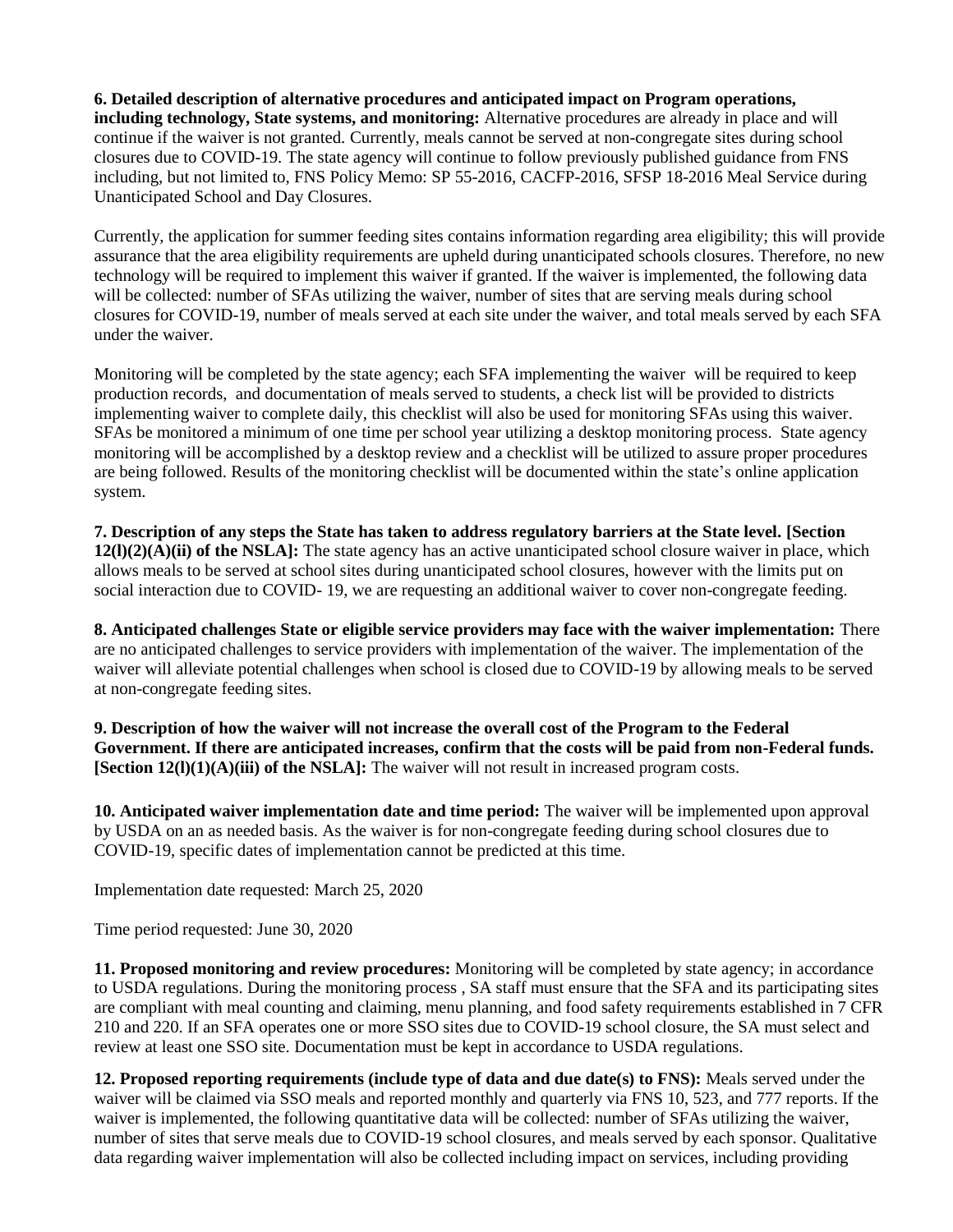**6. Detailed description of alternative procedures and anticipated impact on Program operations, including technology, State systems, and monitoring:** Alternative procedures are already in place and will continue if the waiver is not granted. Currently, meals cannot be served at non-congregate sites during school closures due to COVID-19. The state agency will continue to follow previously published guidance from FNS including, but not limited to, FNS Policy Memo: SP 55-2016, CACFP-2016, SFSP 18-2016 Meal Service during Unanticipated School and Day Closures.

Currently, the application for summer feeding sites contains information regarding area eligibility; this will provide assurance that the area eligibility requirements are upheld during unanticipated schools closures. Therefore, no new technology will be required to implement this waiver if granted. If the waiver is implemented, the following data will be collected: number of SFAs utilizing the waiver, number of sites that are serving meals during school closures for COVID-19, number of meals served at each site under the waiver, and total meals served by each SFA under the waiver.

Monitoring will be completed by the state agency; each SFA implementing the waiver will be required to keep production records, and documentation of meals served to students, a check list will be provided to districts implementing waiver to complete daily, this checklist will also be used for monitoring SFAs using this waiver. SFAs be monitored a minimum of one time per school year utilizing a desktop monitoring process. State agency monitoring will be accomplished by a desktop review and a checklist will be utilized to assure proper procedures are being followed. Results of the monitoring checklist will be documented within the state's online application system.

**7. Description of any steps the State has taken to address regulatory barriers at the State level. [Section 12(l)(2)(A)(ii) of the NSLA]:** The state agency has an active unanticipated school closure waiver in place, which allows meals to be served at school sites during unanticipated school closures, however with the limits put on social interaction due to COVID- 19, we are requesting an additional waiver to cover non-congregate feeding.

**8. Anticipated challenges State or eligible service providers may face with the waiver implementation:** There are no anticipated challenges to service providers with implementation of the waiver. The implementation of the waiver will alleviate potential challenges when school is closed due to COVID-19 by allowing meals to be served at non-congregate feeding sites.

**9. Description of how the waiver will not increase the overall cost of the Program to the Federal Government. If there are anticipated increases, confirm that the costs will be paid from non-Federal funds. [Section 12(l)(1)(A)(iii) of the NSLA]:** The waiver will not result in increased program costs.

**10. Anticipated waiver implementation date and time period:** The waiver will be implemented upon approval by USDA on an as needed basis. As the waiver is for non-congregate feeding during school closures due to COVID-19, specific dates of implementation cannot be predicted at this time.

Implementation date requested: March 25, 2020

Time period requested: June 30, 2020

**11. Proposed monitoring and review procedures:** Monitoring will be completed by state agency; in accordance to USDA regulations. During the monitoring process , SA staff must ensure that the SFA and its participating sites are compliant with meal counting and claiming, menu planning, and food safety requirements established in 7 CFR 210 and 220. If an SFA operates one or more SSO sites due to COVID-19 school closure, the SA must select and review at least one SSO site. Documentation must be kept in accordance to USDA regulations.

**12. Proposed reporting requirements (include type of data and due date(s) to FNS):** Meals served under the waiver will be claimed via SSO meals and reported monthly and quarterly via FNS 10, 523, and 777 reports. If the waiver is implemented, the following quantitative data will be collected: number of SFAs utilizing the waiver, number of sites that serve meals due to COVID-19 school closures, and meals served by each sponsor. Qualitative data regarding waiver implementation will also be collected including impact on services, including providing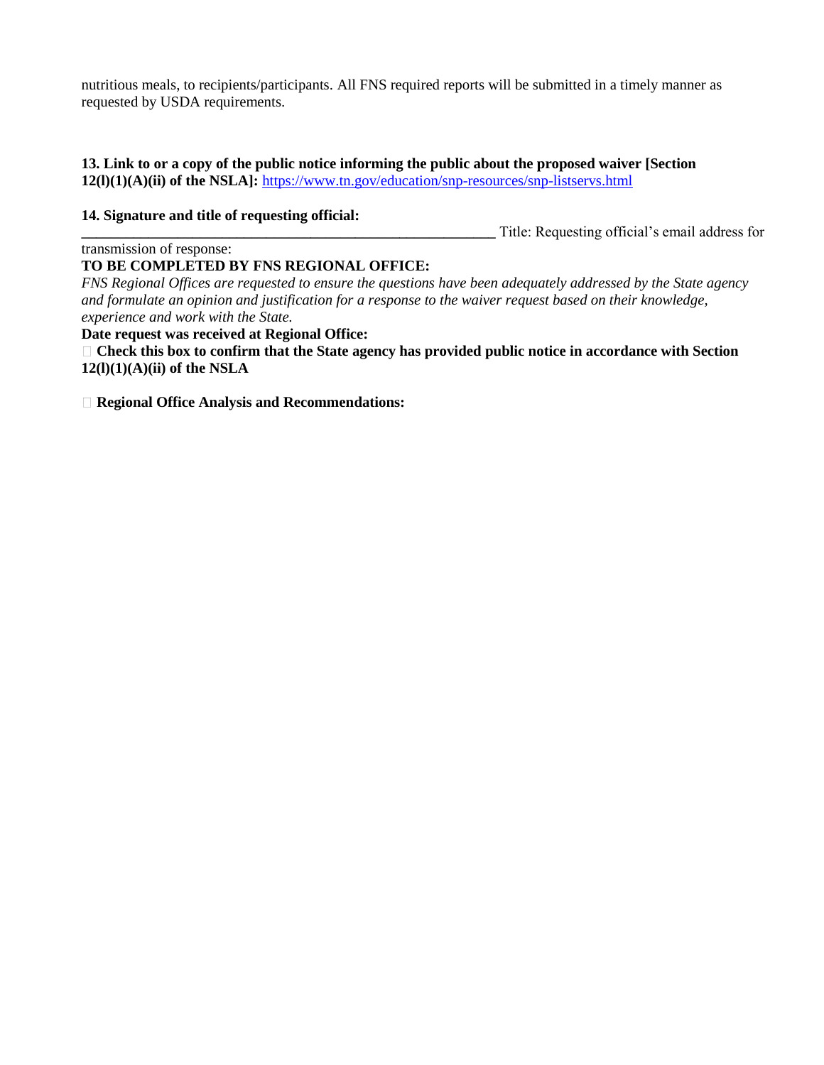nutritious meals, to recipients/participants. All FNS required reports will be submitted in a timely manner as requested by USDA requirements.

**13. Link to or a copy of the public notice informing the public about the proposed waiver [Section 12(l)(1)(A)(ii) of the NSLA]:** https://www.tn.gov/education/snp-resources/snp-listservs.html

**14. Signature and title of requesting official:**

**\_\_\_\_\_\_\_\_\_\_\_\_\_\_\_\_\_\_\_\_\_\_\_\_\_\_\_\_\_\_\_\_\_\_\_\_\_\_\_\_\_\_\_\_\_\_\_\_\_\_\_\_\_\_\_\_\_** Title: Requesting official's email address for transmission of response:

**TO BE COMPLETED BY FNS REGIONAL OFFICE:**

*FNS Regional Offices are requested to ensure the questions have been adequately addressed by the State agency and formulate an opinion and justification for a response to the waiver request based on their knowledge, experience and work with the State.*

**Date request was received at Regional Office:**

☐ **Check this box to confirm that the State agency has provided public notice in accordance with Section 12(l)(1)(A)(ii) of the NSLA**

☐ **Regional Office Analysis and Recommendations:**